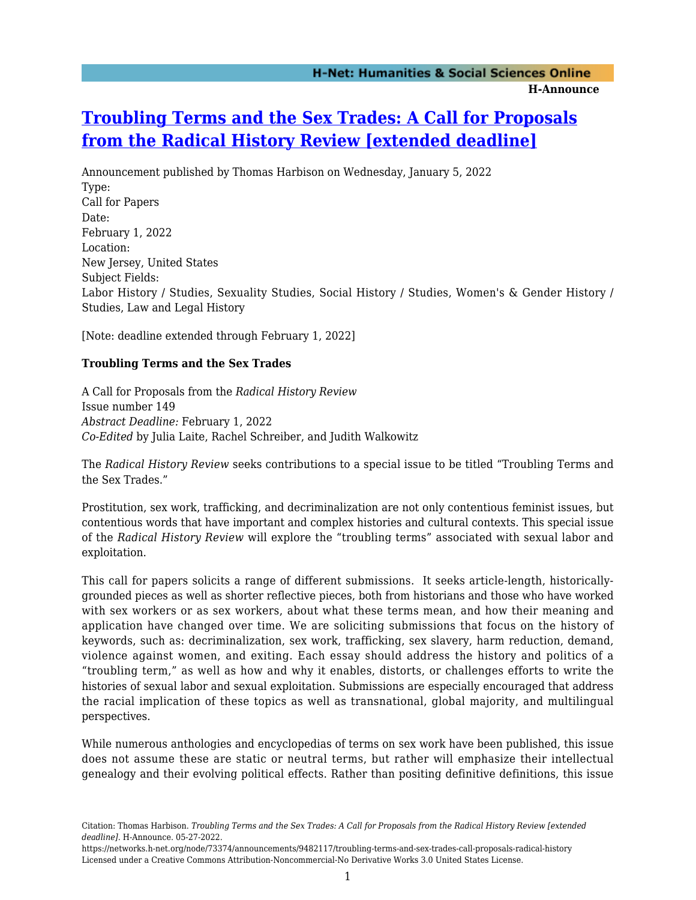# [Troubling Terms and the Sex Trades: A Call for Proposals from the Radical History Review [extended deadline]](https://networks.h-net.org/node/73374/announcements/9482117/troubling-terms-and-sex-trades-call-proposals-radical-history)

Announcement published by Thomas Harbison on Wednesday, January 5, 2022

Type:
Call for Papers

Date:
February 1, 2022

Location:
New Jersey, United States

Subject Fields:
Labor History / Studies, Sexuality Studies, Social History / Studies, Women's & Gender History / Studies, Law and Legal History

[Note: deadline extended through February 1, 2022]

**Troubling Terms and the Sex Trades**

A Call for Proposals from the *Radical History Review*
Issue number 149
*Abstract Deadline:* February 1, 2022
*Co-Edited* by Julia Laite, Rachel Schreiber, and Judith Walkowitz

The *Radical History Review* seeks contributions to a special issue to be titled "Troubling Terms and the Sex Trades."

Prostitution, sex work, trafficking, and decriminalization are not only contentious feminist issues, but contentious words that have important and complex histories and cultural contexts. This special issue of the *Radical History Review* will explore the "troubling terms" associated with sexual labor and exploitation.

This call for papers solicits a range of different submissions. It seeks article-length, historically-grounded pieces as well as shorter reflective pieces, both from historians and those who have worked with sex workers or as sex workers, about what these terms mean, and how their meaning and application have changed over time. We are soliciting submissions that focus on the history of keywords, such as: decriminalization, sex work, trafficking, sex slavery, harm reduction, demand, violence against women, and exiting. Each essay should address the history and politics of a "troubling term," as well as how and why it enables, distorts, or challenges efforts to write the histories of sexual labor and sexual exploitation. Submissions are especially encouraged that address the racial implication of these topics as well as transnational, global majority, and multilingual perspectives.

While numerous anthologies and encyclopedias of terms on sex work have been published, this issue does not assume these are static or neutral terms, but rather will emphasize their intellectual genealogy and their evolving political effects. Rather than positing definitive definitions, this issue

Citation: Thomas Harbison. *Troubling Terms and the Sex Trades: A Call for Proposals from the Radical History Review [extended deadline]*. H-Announce. 05-27-2022.
https://networks.h-net.org/node/73374/announcements/9482117/troubling-terms-and-sex-trades-call-proposals-radical-history
Licensed under a Creative Commons Attribution-Noncommercial-No Derivative Works 3.0 United States License.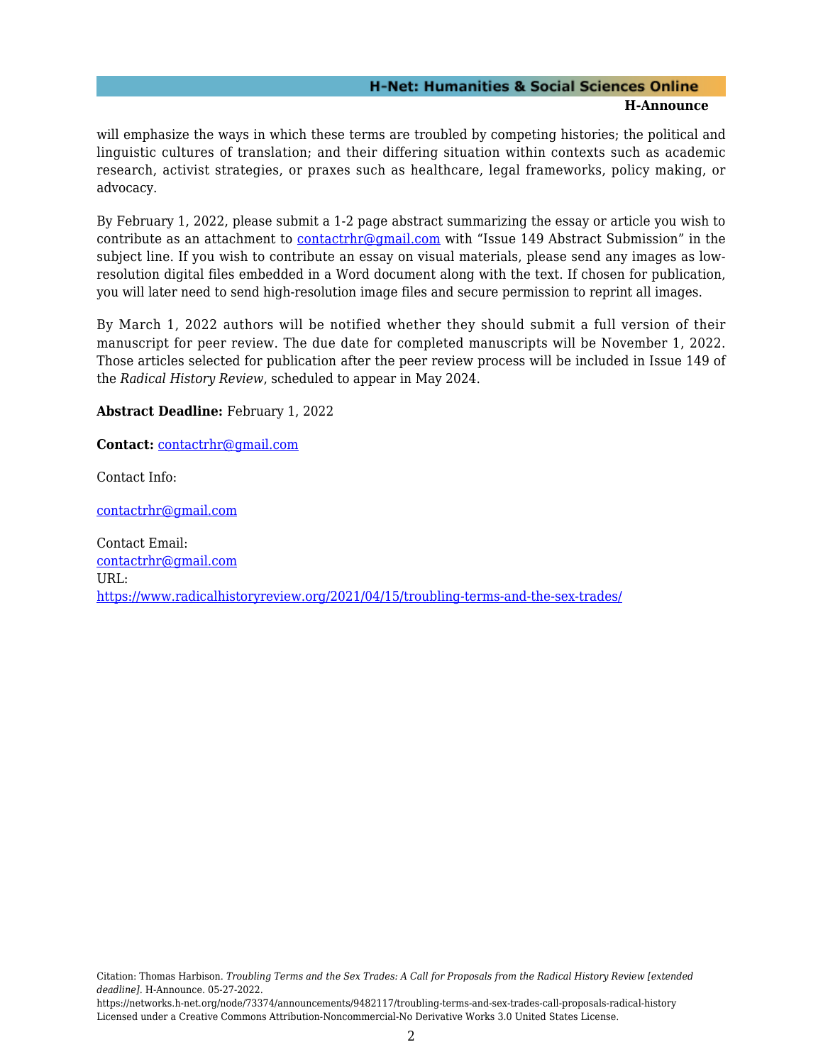will emphasize the ways in which these terms are troubled by competing histories; the political and linguistic cultures of translation; and their differing situation within contexts such as academic research, activist strategies, or praxes such as healthcare, legal frameworks, policy making, or advocacy.

By February 1, 2022, please submit a 1-2 page abstract summarizing the essay or article you wish to contribute as an attachment to contactrhr@gmail.com with "Issue 149 Abstract Submission" in the subject line. If you wish to contribute an essay on visual materials, please send any images as low-resolution digital files embedded in a Word document along with the text. If chosen for publication, you will later need to send high-resolution image files and secure permission to reprint all images.

By March 1, 2022 authors will be notified whether they should submit a full version of their manuscript for peer review. The due date for completed manuscripts will be November 1, 2022. Those articles selected for publication after the peer review process will be included in Issue 149 of the *Radical History Review*, scheduled to appear in May 2024.

**Abstract Deadline:** February 1, 2022

**Contact:** contactrhr@gmail.com

Contact Info:

contactrhr@gmail.com

Contact Email:
contactrhr@gmail.com
URL:
https://www.radicalhistoryreview.org/2021/04/15/troubling-terms-and-the-sex-trades/

Citation: Thomas Harbison. *Troubling Terms and the Sex Trades: A Call for Proposals from the Radical History Review [extended deadline]*. H-Announce. 05-27-2022.
https://networks.h-net.org/node/73374/announcements/9482117/troubling-terms-and-sex-trades-call-proposals-radical-history
Licensed under a Creative Commons Attribution-Noncommercial-No Derivative Works 3.0 United States License.